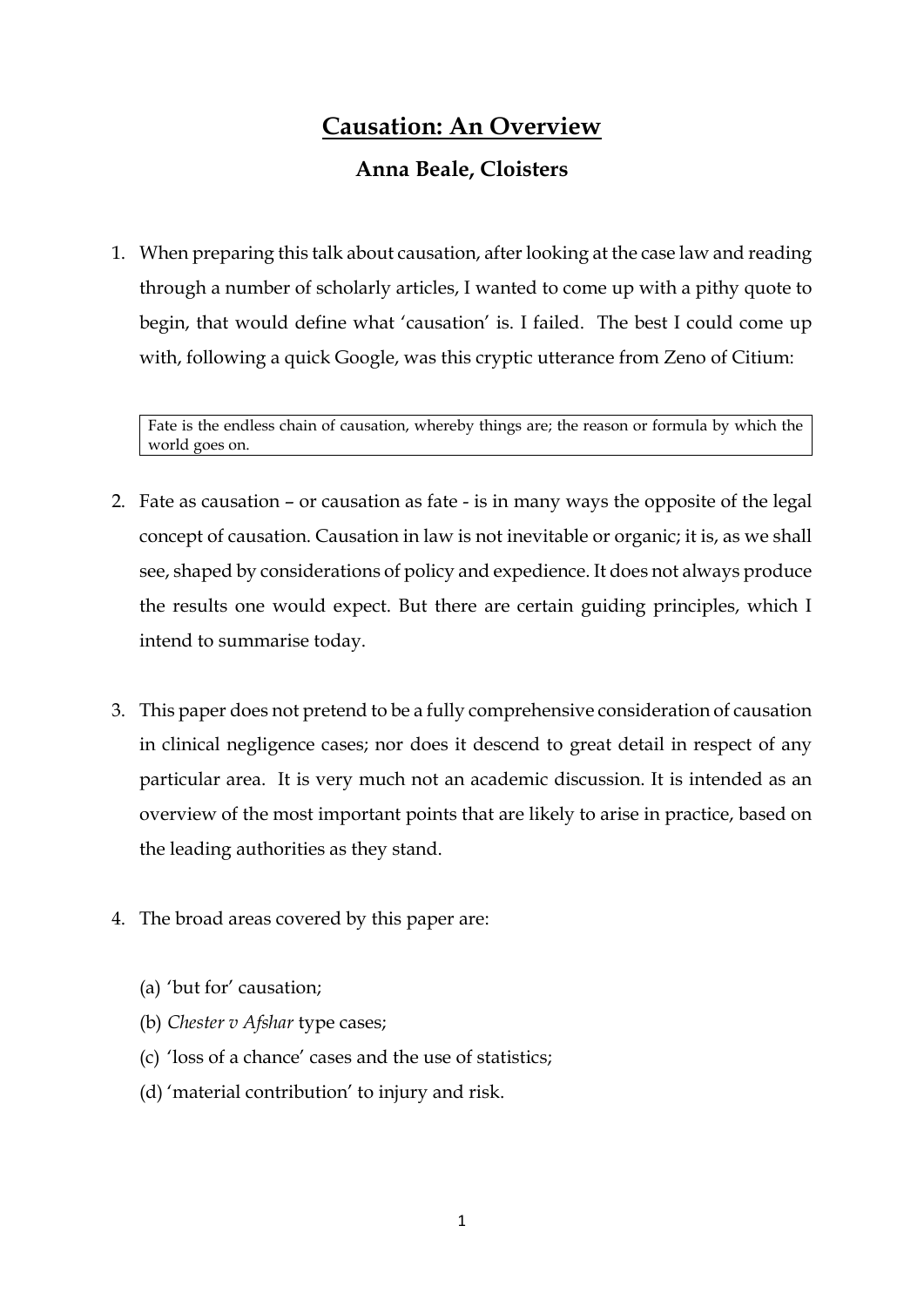# Causation: An Overview

## Anna Beale, Cloisters

1. When preparing this talk about causation, after looking at the case law and reading through a number of scholarly articles, I wanted to come up with a pithy quote to begin, that would define what 'causation' is. I failed. The best I could come up with, following a quick Google, was this cryptic utterance from Zeno of Citium:

> Fate is the endless chain of causation, whereby things are; the reason or formula by which the world goes on.

2. Fate as causation – or causation as fate - is in many ways the opposite of the legal concept of causation. Causation in law is not inevitable or organic; it is, as we shall see, shaped by considerations of policy and expedience. It does not always produce the results one would expect. But there are certain guiding principles, which I intend to summarise today.

3. This paper does not pretend to be a fully comprehensive consideration of causation in clinical negligence cases; nor does it descend to great detail in respect of any particular area. It is very much not an academic discussion. It is intended as an overview of the most important points that are likely to arise in practice, based on the leading authorities as they stand.

4. The broad areas covered by this paper are:

   (a) 'but for' causation;
   
   (b) *Chester v Afshar* type cases;
   
   (c) 'loss of a chance' cases and the use of statistics;
   
   (d) 'material contribution' to injury and risk.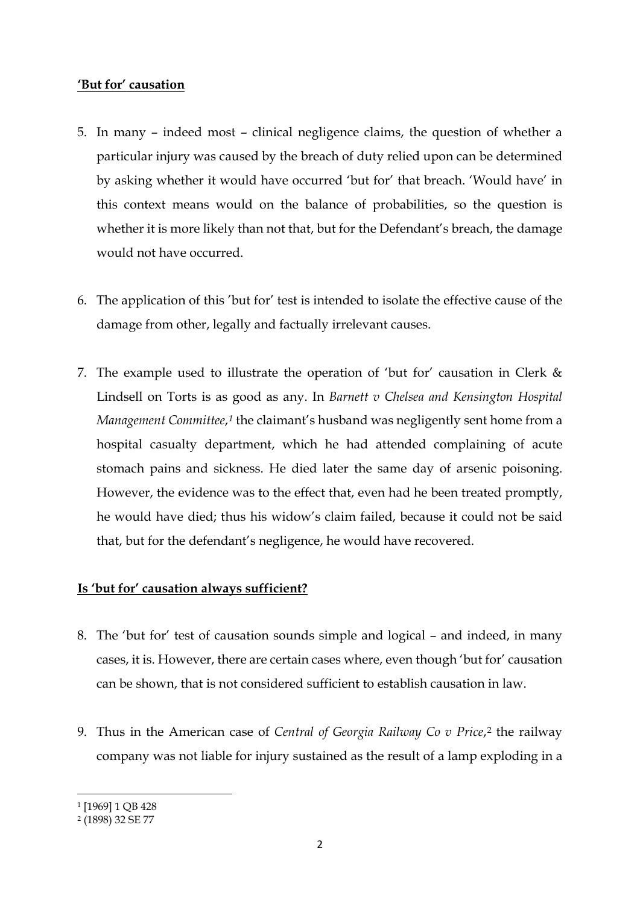**'But for' causation**

5. In many – indeed most – clinical negligence claims, the question of whether a particular injury was caused by the breach of duty relied upon can be determined by asking whether it would have occurred 'but for' that breach. 'Would have' in this context means would on the balance of probabilities, so the question is whether it is more likely than not that, but for the Defendant's breach, the damage would not have occurred.

6. The application of this 'but for' test is intended to isolate the effective cause of the damage from other, legally and factually irrelevant causes.

7. The example used to illustrate the operation of 'but for' causation in Clerk & Lindsell on Torts is as good as any. In *Barnett v Chelsea and Kensington Hospital Management Committee*,[1] the claimant's husband was negligently sent home from a hospital casualty department, which he had attended complaining of acute stomach pains and sickness. He died later the same day of arsenic poisoning. However, the evidence was to the effect that, even had he been treated promptly, he would have died; thus his widow's claim failed, because it could not be said that, but for the defendant's negligence, he would have recovered.

**Is 'but for' causation always sufficient?**

8. The 'but for' test of causation sounds simple and logical – and indeed, in many cases, it is. However, there are certain cases where, even though 'but for' causation can be shown, that is not considered sufficient to establish causation in law.

9. Thus in the American case of *Central of Georgia Railway Co v Price*,[2] the railway company was not liable for injury sustained as the result of a lamp exploding in a

---

[1] [1969] 1 QB 428

[2] (1898) 32 SE 77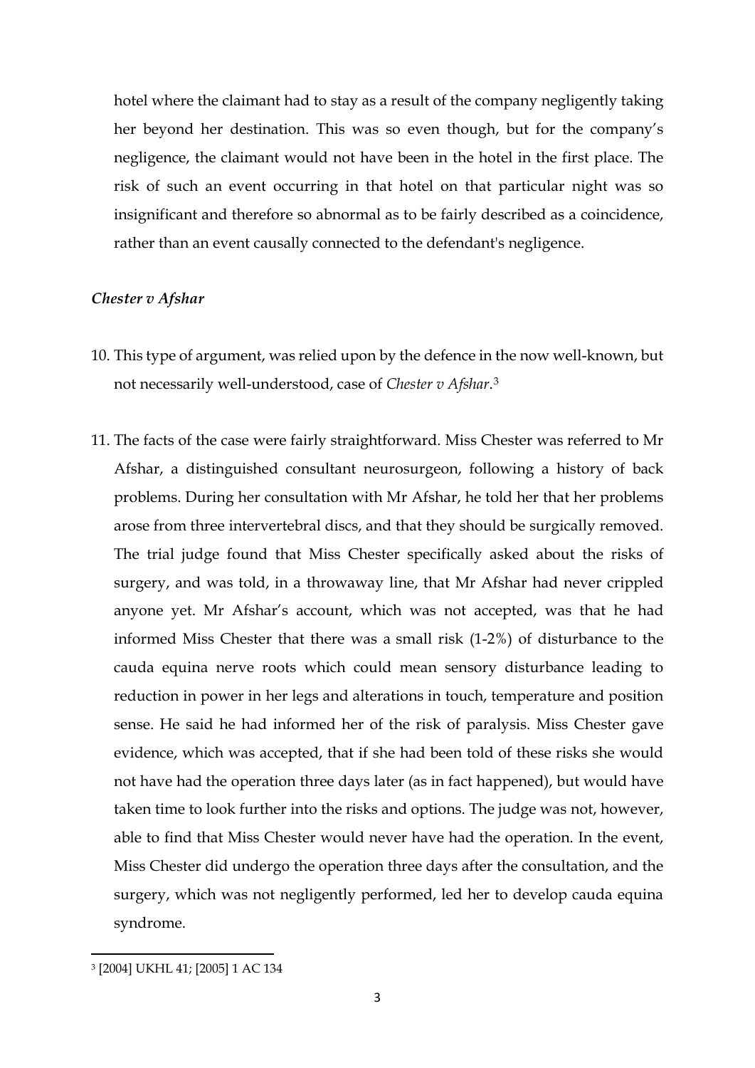hotel where the claimant had to stay as a result of the company negligently taking her beyond her destination. This was so even though, but for the company's negligence, the claimant would not have been in the hotel in the first place. The risk of such an event occurring in that hotel on that particular night was so insignificant and therefore so abnormal as to be fairly described as a coincidence, rather than an event causally connected to the defendant's negligence.

### *Chester v Afshar*

10. This type of argument, was relied upon by the defence in the now well-known, but not necessarily well-understood, case of *Chester v Afshar*.[3]

11. The facts of the case were fairly straightforward. Miss Chester was referred to Mr Afshar, a distinguished consultant neurosurgeon, following a history of back problems. During her consultation with Mr Afshar, he told her that her problems arose from three intervertebral discs, and that they should be surgically removed. The trial judge found that Miss Chester specifically asked about the risks of surgery, and was told, in a throwaway line, that Mr Afshar had never crippled anyone yet. Mr Afshar's account, which was not accepted, was that he had informed Miss Chester that there was a small risk (1-2%) of disturbance to the cauda equina nerve roots which could mean sensory disturbance leading to reduction in power in her legs and alterations in touch, temperature and position sense. He said he had informed her of the risk of paralysis. Miss Chester gave evidence, which was accepted, that if she had been told of these risks she would not have had the operation three days later (as in fact happened), but would have taken time to look further into the risks and options. The judge was not, however, able to find that Miss Chester would never have had the operation. In the event, Miss Chester did undergo the operation three days after the consultation, and the surgery, which was not negligently performed, led her to develop cauda equina syndrome.

---

[3] [2004] UKHL 41; [2005] 1 AC 134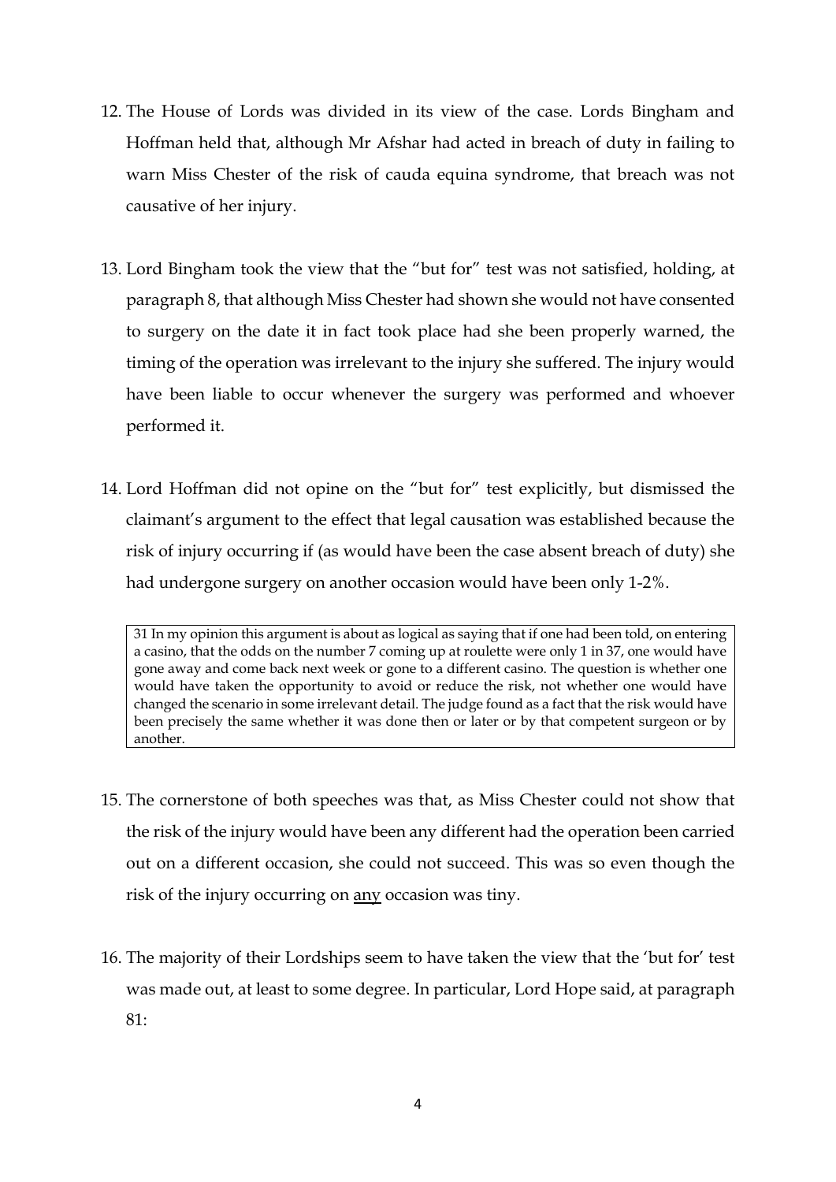12. The House of Lords was divided in its view of the case. Lords Bingham and Hoffman held that, although Mr Afshar had acted in breach of duty in failing to warn Miss Chester of the risk of cauda equina syndrome, that breach was not causative of her injury.

13. Lord Bingham took the view that the "but for" test was not satisfied, holding, at paragraph 8, that although Miss Chester had shown she would not have consented to surgery on the date it in fact took place had she been properly warned, the timing of the operation was irrelevant to the injury she suffered. The injury would have been liable to occur whenever the surgery was performed and whoever performed it.

14. Lord Hoffman did not opine on the "but for" test explicitly, but dismissed the claimant's argument to the effect that legal causation was established because the risk of injury occurring if (as would have been the case absent breach of duty) she had undergone surgery on another occasion would have been only 1-2%.

> 31 In my opinion this argument is about as logical as saying that if one had been told, on entering a casino, that the odds on the number 7 coming up at roulette were only 1 in 37, one would have gone away and come back next week or gone to a different casino. The question is whether one would have taken the opportunity to avoid or reduce the risk, not whether one would have changed the scenario in some irrelevant detail. The judge found as a fact that the risk would have been precisely the same whether it was done then or later or by that competent surgeon or by another.

15. The cornerstone of both speeches was that, as Miss Chester could not show that the risk of the injury would have been any different had the operation been carried out on a different occasion, she could not succeed. This was so even though the risk of the injury occurring on <u>any</u> occasion was tiny.

16. The majority of their Lordships seem to have taken the view that the 'but for' test was made out, at least to some degree. In particular, Lord Hope said, at paragraph 81: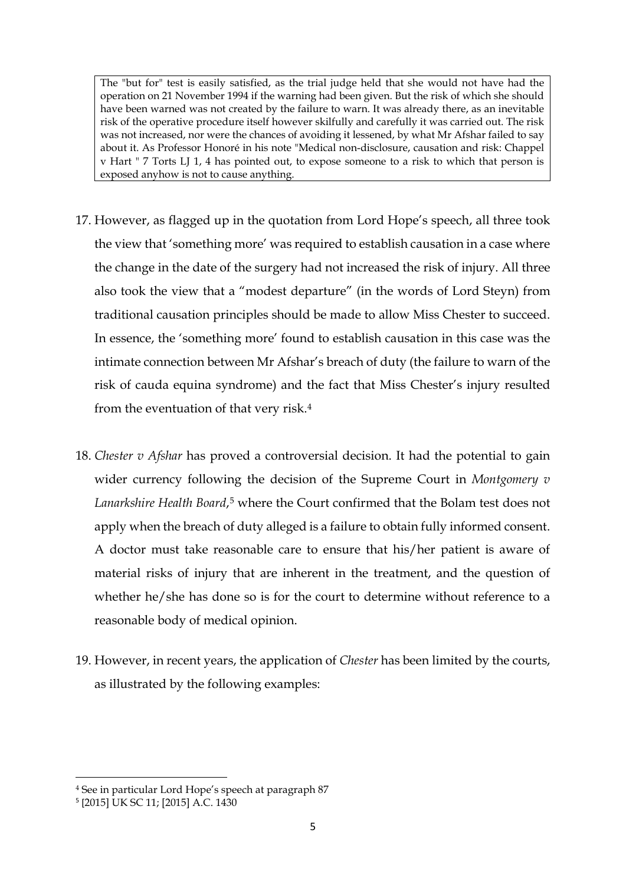> The "but for" test is easily satisfied, as the trial judge held that she would not have had the operation on 21 November 1994 if the warning had been given. But the risk of which she should have been warned was not created by the failure to warn. It was already there, as an inevitable risk of the operative procedure itself however skilfully and carefully it was carried out. The risk was not increased, nor were the chances of avoiding it lessened, by what Mr Afshar failed to say about it. As Professor Honoré in his note "Medical non-disclosure, causation and risk: Chappel v Hart " 7 Torts LJ 1, 4 has pointed out, to expose someone to a risk to which that person is exposed anyhow is not to cause anything.

17. However, as flagged up in the quotation from Lord Hope's speech, all three took the view that 'something more' was required to establish causation in a case where the change in the date of the surgery had not increased the risk of injury. All three also took the view that a "modest departure" (in the words of Lord Steyn) from traditional causation principles should be made to allow Miss Chester to succeed. In essence, the 'something more' found to establish causation in this case was the intimate connection between Mr Afshar's breach of duty (the failure to warn of the risk of cauda equina syndrome) and the fact that Miss Chester's injury resulted from the eventuation of that very risk.[4]

18. *Chester v Afshar* has proved a controversial decision. It had the potential to gain wider currency following the decision of the Supreme Court in *Montgomery v Lanarkshire Health Board*,[5] where the Court confirmed that the Bolam test does not apply when the breach of duty alleged is a failure to obtain fully informed consent. A doctor must take reasonable care to ensure that his/her patient is aware of material risks of injury that are inherent in the treatment, and the question of whether he/she has done so is for the court to determine without reference to a reasonable body of medical opinion.

19. However, in recent years, the application of *Chester* has been limited by the courts, as illustrated by the following examples:

---

[4] See in particular Lord Hope's speech at paragraph 87

[5] [2015] UK SC 11; [2015] A.C. 1430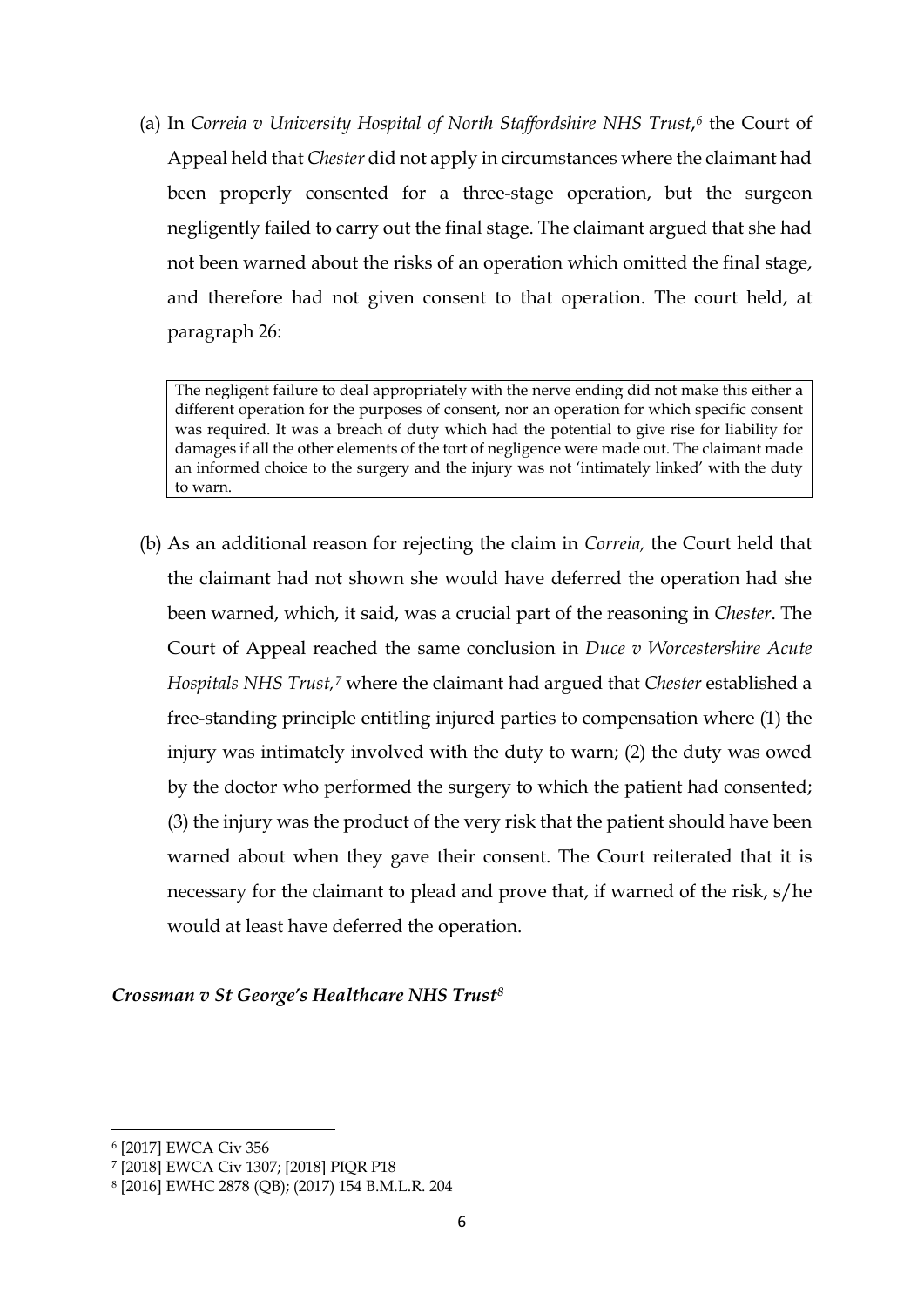(a) In *Correia v University Hospital of North Staffordshire NHS Trust*,[6] the Court of Appeal held that *Chester* did not apply in circumstances where the claimant had been properly consented for a three-stage operation, but the surgeon negligently failed to carry out the final stage. The claimant argued that she had not been warned about the risks of an operation which omitted the final stage, and therefore had not given consent to that operation. The court held, at paragraph 26:

> The negligent failure to deal appropriately with the nerve ending did not make this either a different operation for the purposes of consent, nor an operation for which specific consent was required. It was a breach of duty which had the potential to give rise for liability for damages if all the other elements of the tort of negligence were made out. The claimant made an informed choice to the surgery and the injury was not 'intimately linked' with the duty to warn.

(b) As an additional reason for rejecting the claim in *Correia,* the Court held that the claimant had not shown she would have deferred the operation had she been warned, which, it said, was a crucial part of the reasoning in *Chester*. The Court of Appeal reached the same conclusion in *Duce v Worcestershire Acute Hospitals NHS Trust,*[7] where the claimant had argued that *Chester* established a free-standing principle entitling injured parties to compensation where (1) the injury was intimately involved with the duty to warn; (2) the duty was owed by the doctor who performed the surgery to which the patient had consented; (3) the injury was the product of the very risk that the patient should have been warned about when they gave their consent. The Court reiterated that it is necessary for the claimant to plead and prove that, if warned of the risk, s/he would at least have deferred the operation.

### *Crossman v St George's Healthcare NHS Trust*[8]

---

[6] [2017] EWCA Civ 356

[7] [2018] EWCA Civ 1307; [2018] PIQR P18

[8] [2016] EWHC 2878 (QB); (2017) 154 B.M.L.R. 204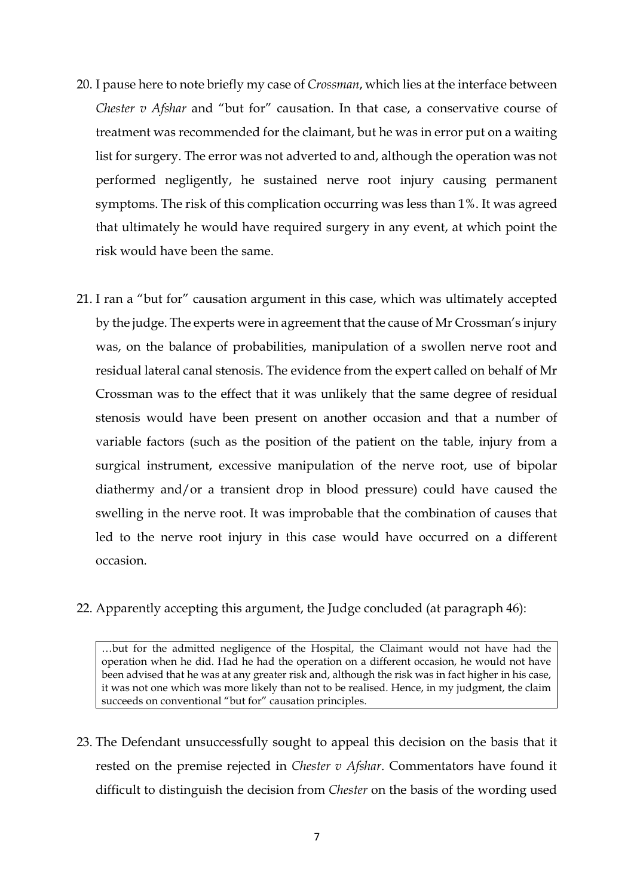20. I pause here to note briefly my case of *Crossman*, which lies at the interface between *Chester v Afshar* and "but for" causation. In that case, a conservative course of treatment was recommended for the claimant, but he was in error put on a waiting list for surgery. The error was not adverted to and, although the operation was not performed negligently, he sustained nerve root injury causing permanent symptoms. The risk of this complication occurring was less than 1%. It was agreed that ultimately he would have required surgery in any event, at which point the risk would have been the same.

21. I ran a "but for" causation argument in this case, which was ultimately accepted by the judge. The experts were in agreement that the cause of Mr Crossman's injury was, on the balance of probabilities, manipulation of a swollen nerve root and residual lateral canal stenosis. The evidence from the expert called on behalf of Mr Crossman was to the effect that it was unlikely that the same degree of residual stenosis would have been present on another occasion and that a number of variable factors (such as the position of the patient on the table, injury from a surgical instrument, excessive manipulation of the nerve root, use of bipolar diathermy and/or a transient drop in blood pressure) could have caused the swelling in the nerve root. It was improbable that the combination of causes that led to the nerve root injury in this case would have occurred on a different occasion.

22. Apparently accepting this argument, the Judge concluded (at paragraph 46):

> …but for the admitted negligence of the Hospital, the Claimant would not have had the operation when he did. Had he had the operation on a different occasion, he would not have been advised that he was at any greater risk and, although the risk was in fact higher in his case, it was not one which was more likely than not to be realised. Hence, in my judgment, the claim succeeds on conventional "but for" causation principles.

23. The Defendant unsuccessfully sought to appeal this decision on the basis that it rested on the premise rejected in *Chester v Afshar*. Commentators have found it difficult to distinguish the decision from *Chester* on the basis of the wording used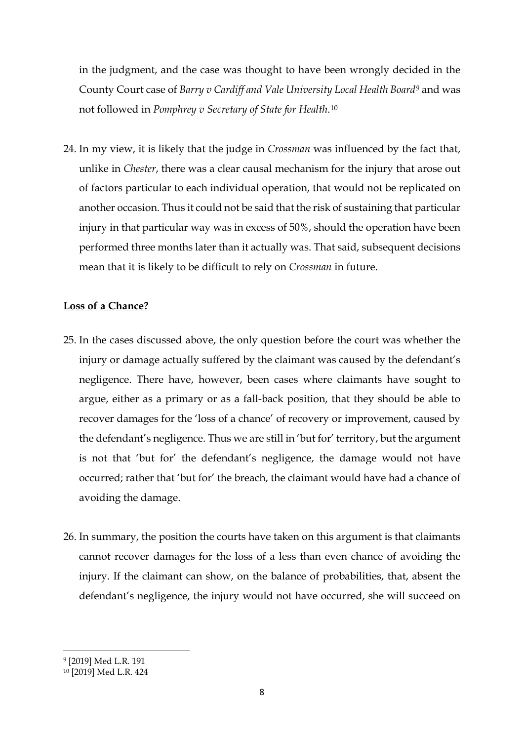in the judgment, and the case was thought to have been wrongly decided in the County Court case of *Barry v Cardiff and Vale University Local Health Board*[9] and was not followed in *Pomphrey v Secretary of State for Health*.[10]

24. In my view, it is likely that the judge in *Crossman* was influenced by the fact that, unlike in *Chester*, there was a clear causal mechanism for the injury that arose out of factors particular to each individual operation, that would not be replicated on another occasion. Thus it could not be said that the risk of sustaining that particular injury in that particular way was in excess of 50%, should the operation have been performed three months later than it actually was. That said, subsequent decisions mean that it is likely to be difficult to rely on *Crossman* in future.

**Loss of a Chance?**

25. In the cases discussed above, the only question before the court was whether the injury or damage actually suffered by the claimant was caused by the defendant's negligence. There have, however, been cases where claimants have sought to argue, either as a primary or as a fall-back position, that they should be able to recover damages for the 'loss of a chance' of recovery or improvement, caused by the defendant's negligence. Thus we are still in 'but for' territory, but the argument is not that 'but for' the defendant's negligence, the damage would not have occurred; rather that 'but for' the breach, the claimant would have had a chance of avoiding the damage.

26. In summary, the position the courts have taken on this argument is that claimants cannot recover damages for the loss of a less than even chance of avoiding the injury. If the claimant can show, on the balance of probabilities, that, absent the defendant's negligence, the injury would not have occurred, she will succeed on

[9] [2019] Med L.R. 191

[10] [2019] Med L.R. 424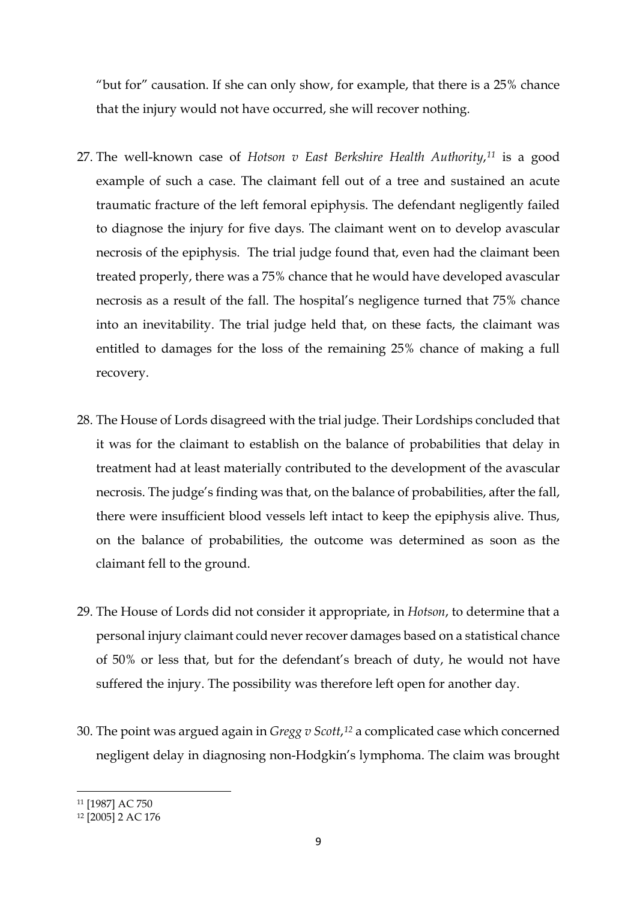"but for" causation. If she can only show, for example, that there is a 25% chance that the injury would not have occurred, she will recover nothing.

27. The well-known case of *Hotson v East Berkshire Health Authority*,[11] is a good example of such a case. The claimant fell out of a tree and sustained an acute traumatic fracture of the left femoral epiphysis. The defendant negligently failed to diagnose the injury for five days. The claimant went on to develop avascular necrosis of the epiphysis. The trial judge found that, even had the claimant been treated properly, there was a 75% chance that he would have developed avascular necrosis as a result of the fall. The hospital's negligence turned that 75% chance into an inevitability. The trial judge held that, on these facts, the claimant was entitled to damages for the loss of the remaining 25% chance of making a full recovery.

28. The House of Lords disagreed with the trial judge. Their Lordships concluded that it was for the claimant to establish on the balance of probabilities that delay in treatment had at least materially contributed to the development of the avascular necrosis. The judge's finding was that, on the balance of probabilities, after the fall, there were insufficient blood vessels left intact to keep the epiphysis alive. Thus, on the balance of probabilities, the outcome was determined as soon as the claimant fell to the ground.

29. The House of Lords did not consider it appropriate, in *Hotson*, to determine that a personal injury claimant could never recover damages based on a statistical chance of 50% or less that, but for the defendant's breach of duty, he would not have suffered the injury. The possibility was therefore left open for another day.

30. The point was argued again in *Gregg v Scott*,[12] a complicated case which concerned negligent delay in diagnosing non-Hodgkin's lymphoma. The claim was brought

---

[11] [1987] AC 750

[12] [2005] 2 AC 176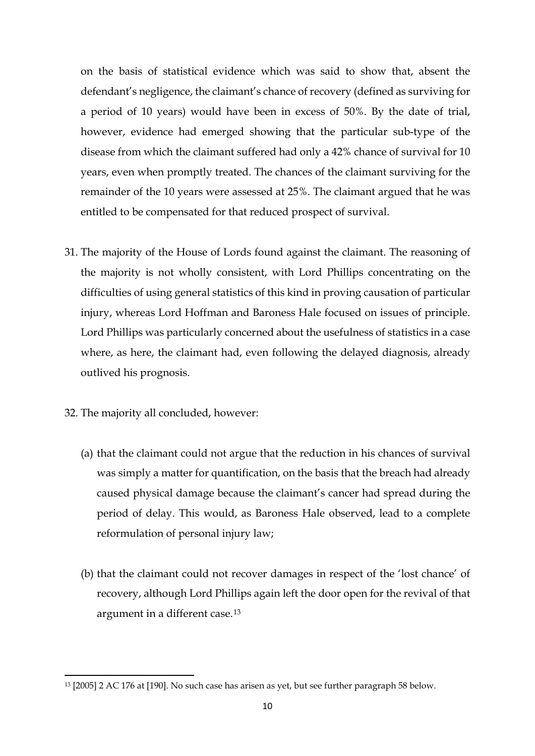on the basis of statistical evidence which was said to show that, absent the defendant's negligence, the claimant's chance of recovery (defined as surviving for a period of 10 years) would have been in excess of 50%. By the date of trial, however, evidence had emerged showing that the particular sub-type of the disease from which the claimant suffered had only a 42% chance of survival for 10 years, even when promptly treated. The chances of the claimant surviving for the remainder of the 10 years were assessed at 25%. The claimant argued that he was entitled to be compensated for that reduced prospect of survival.

31. The majority of the House of Lords found against the claimant. The reasoning of the majority is not wholly consistent, with Lord Phillips concentrating on the difficulties of using general statistics of this kind in proving causation of particular injury, whereas Lord Hoffman and Baroness Hale focused on issues of principle. Lord Phillips was particularly concerned about the usefulness of statistics in a case where, as here, the claimant had, even following the delayed diagnosis, already outlived his prognosis.

32. The majority all concluded, however:

    (a) that the claimant could not argue that the reduction in his chances of survival was simply a matter for quantification, on the basis that the breach had already caused physical damage because the claimant's cancer had spread during the period of delay. This would, as Baroness Hale observed, lead to a complete reformulation of personal injury law;

    (b) that the claimant could not recover damages in respect of the 'lost chance' of recovery, although Lord Phillips again left the door open for the revival of that argument in a different case.[13]

---

[13] [2005] 2 AC 176 at [190]. No such case has arisen as yet, but see further paragraph 58 below.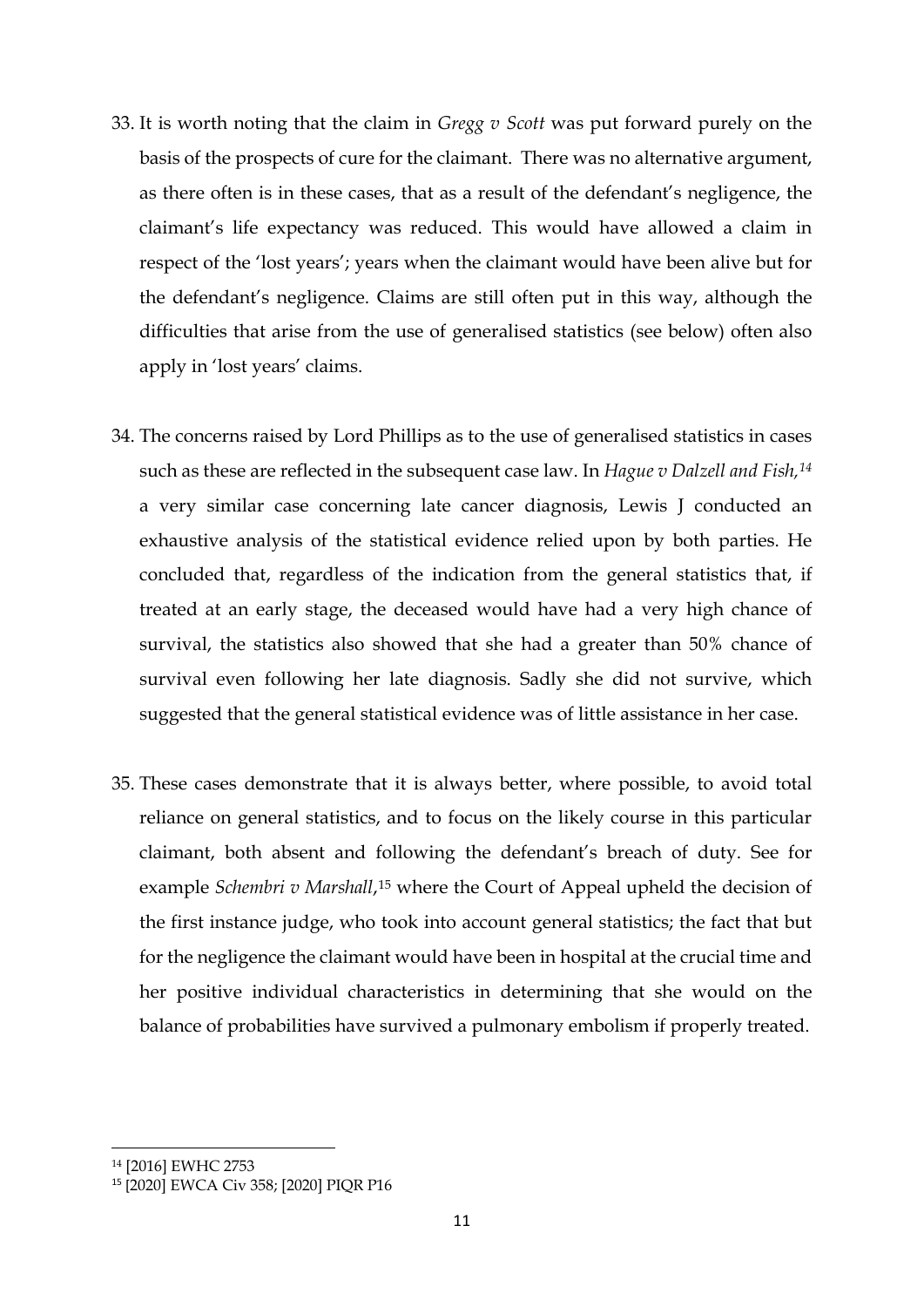33. It is worth noting that the claim in *Gregg v Scott* was put forward purely on the basis of the prospects of cure for the claimant. There was no alternative argument, as there often is in these cases, that as a result of the defendant's negligence, the claimant's life expectancy was reduced. This would have allowed a claim in respect of the 'lost years'; years when the claimant would have been alive but for the defendant's negligence. Claims are still often put in this way, although the difficulties that arise from the use of generalised statistics (see below) often also apply in 'lost years' claims.

34. The concerns raised by Lord Phillips as to the use of generalised statistics in cases such as these are reflected in the subsequent case law. In *Hague v Dalzell and Fish,*[14] a very similar case concerning late cancer diagnosis, Lewis J conducted an exhaustive analysis of the statistical evidence relied upon by both parties. He concluded that, regardless of the indication from the general statistics that, if treated at an early stage, the deceased would have had a very high chance of survival, the statistics also showed that she had a greater than 50% chance of survival even following her late diagnosis. Sadly she did not survive, which suggested that the general statistical evidence was of little assistance in her case.

35. These cases demonstrate that it is always better, where possible, to avoid total reliance on general statistics, and to focus on the likely course in this particular claimant, both absent and following the defendant's breach of duty. See for example *Schembri v Marshall*,[15] where the Court of Appeal upheld the decision of the first instance judge, who took into account general statistics; the fact that but for the negligence the claimant would have been in hospital at the crucial time and her positive individual characteristics in determining that she would on the balance of probabilities have survived a pulmonary embolism if properly treated.

---

[14] [2016] EWHC 2753

[15] [2020] EWCA Civ 358; [2020] PIQR P16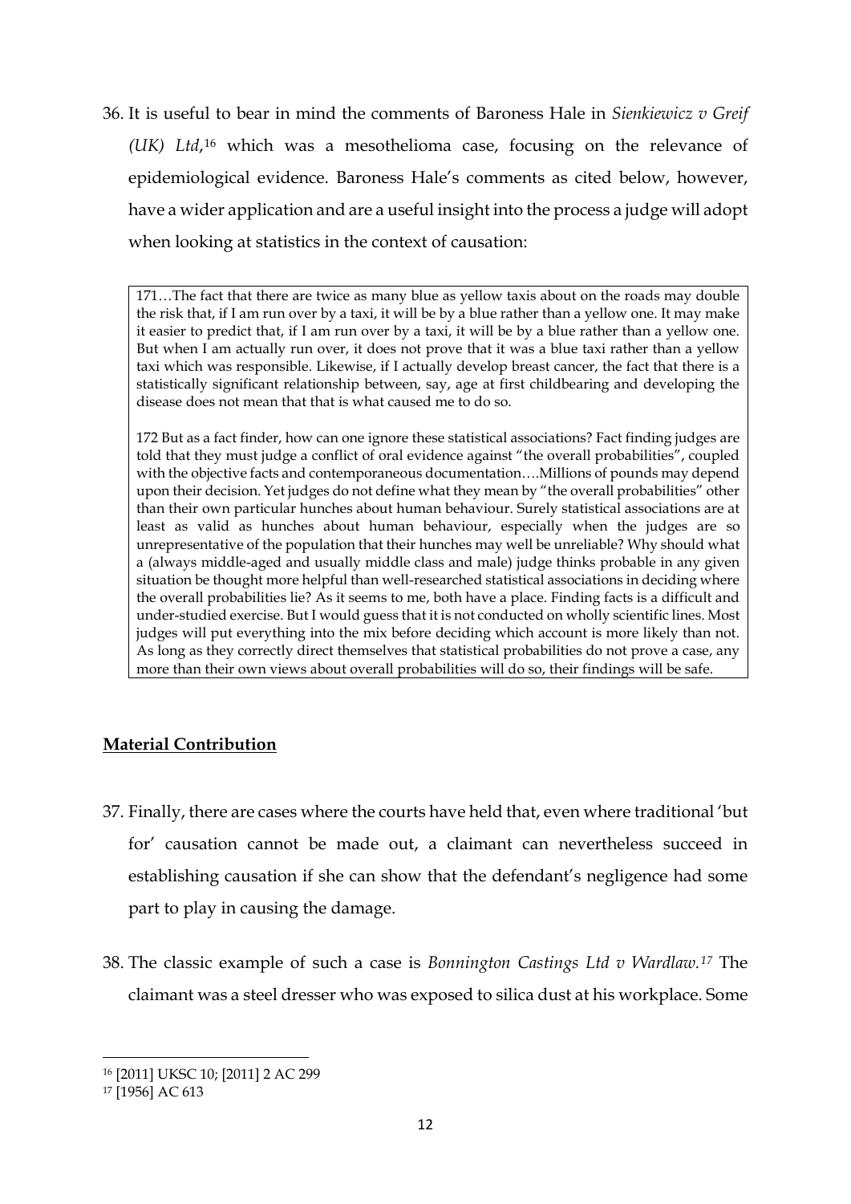36. It is useful to bear in mind the comments of Baroness Hale in *Sienkiewicz v Greif (UK) Ltd*,[16] which was a mesothelioma case, focusing on the relevance of epidemiological evidence. Baroness Hale's comments as cited below, however, have a wider application and are a useful insight into the process a judge will adopt when looking at statistics in the context of causation:

> 171…The fact that there are twice as many blue as yellow taxis about on the roads may double the risk that, if I am run over by a taxi, it will be by a blue rather than a yellow one. It may make it easier to predict that, if I am run over by a taxi, it will be by a blue rather than a yellow one. But when I am actually run over, it does not prove that it was a blue taxi rather than a yellow taxi which was responsible. Likewise, if I actually develop breast cancer, the fact that there is a statistically significant relationship between, say, age at first childbearing and developing the disease does not mean that that is what caused me to do so.
>
> 172 But as a fact finder, how can one ignore these statistical associations? Fact finding judges are told that they must judge a conflict of oral evidence against "the overall probabilities", coupled with the objective facts and contemporaneous documentation….Millions of pounds may depend upon their decision. Yet judges do not define what they mean by "the overall probabilities" other than their own particular hunches about human behaviour. Surely statistical associations are at least as valid as hunches about human behaviour, especially when the judges are so unrepresentative of the population that their hunches may well be unreliable? Why should what a (always middle-aged and usually middle class and male) judge thinks probable in any given situation be thought more helpful than well-researched statistical associations in deciding where the overall probabilities lie? As it seems to me, both have a place. Finding facts is a difficult and under-studied exercise. But I would guess that it is not conducted on wholly scientific lines. Most judges will put everything into the mix before deciding which account is more likely than not. As long as they correctly direct themselves that statistical probabilities do not prove a case, any more than their own views about overall probabilities will do so, their findings will be safe.

**Material Contribution**

37. Finally, there are cases where the courts have held that, even where traditional 'but for' causation cannot be made out, a claimant can nevertheless succeed in establishing causation if she can show that the defendant's negligence had some part to play in causing the damage.

38. The classic example of such a case is *Bonnington Castings Ltd v Wardlaw.*[17] The claimant was a steel dresser who was exposed to silica dust at his workplace. Some

---

[16] [2011] UKSC 10; [2011] 2 AC 299

[17] [1956] AC 613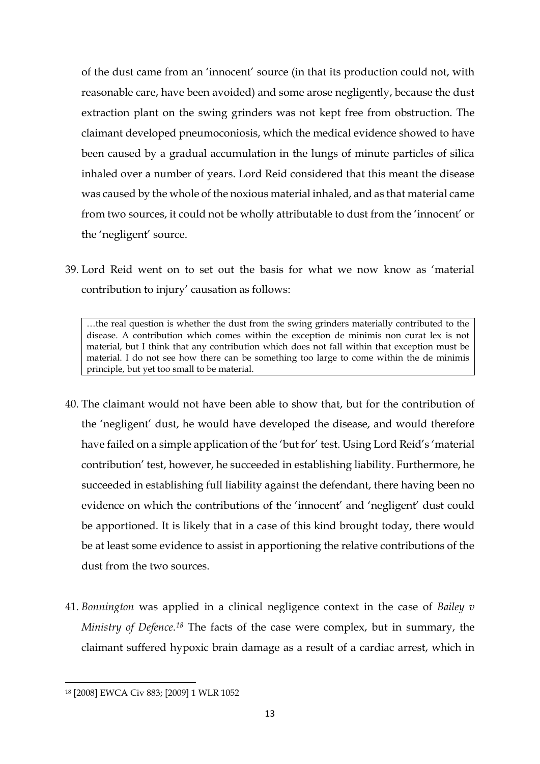of the dust came from an 'innocent' source (in that its production could not, with reasonable care, have been avoided) and some arose negligently, because the dust extraction plant on the swing grinders was not kept free from obstruction. The claimant developed pneumoconiosis, which the medical evidence showed to have been caused by a gradual accumulation in the lungs of minute particles of silica inhaled over a number of years. Lord Reid considered that this meant the disease was caused by the whole of the noxious material inhaled, and as that material came from two sources, it could not be wholly attributable to dust from the 'innocent' or the 'negligent' source.

39. Lord Reid went on to set out the basis for what we now know as 'material contribution to injury' causation as follows:

> …the real question is whether the dust from the swing grinders materially contributed to the disease. A contribution which comes within the exception de minimis non curat lex is not material, but I think that any contribution which does not fall within that exception must be material. I do not see how there can be something too large to come within the de minimis principle, but yet too small to be material.

40. The claimant would not have been able to show that, but for the contribution of the 'negligent' dust, he would have developed the disease, and would therefore have failed on a simple application of the 'but for' test. Using Lord Reid's 'material contribution' test, however, he succeeded in establishing liability. Furthermore, he succeeded in establishing full liability against the defendant, there having been no evidence on which the contributions of the 'innocent' and 'negligent' dust could be apportioned. It is likely that in a case of this kind brought today, there would be at least some evidence to assist in apportioning the relative contributions of the dust from the two sources.

41. *Bonnington* was applied in a clinical negligence context in the case of *Bailey v Ministry of Defence.*[18] The facts of the case were complex, but in summary, the claimant suffered hypoxic brain damage as a result of a cardiac arrest, which in

[18] [2008] EWCA Civ 883; [2009] 1 WLR 1052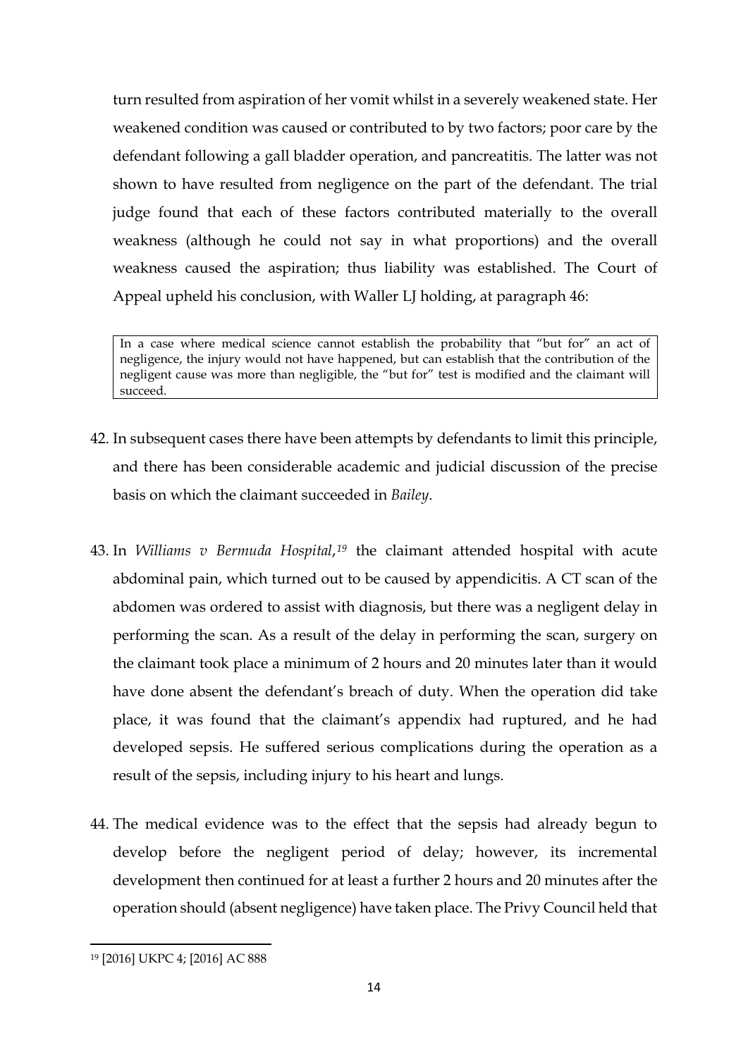turn resulted from aspiration of her vomit whilst in a severely weakened state. Her weakened condition was caused or contributed to by two factors; poor care by the defendant following a gall bladder operation, and pancreatitis. The latter was not shown to have resulted from negligence on the part of the defendant. The trial judge found that each of these factors contributed materially to the overall weakness (although he could not say in what proportions) and the overall weakness caused the aspiration; thus liability was established. The Court of Appeal upheld his conclusion, with Waller LJ holding, at paragraph 46:

> In a case where medical science cannot establish the probability that "but for" an act of negligence, the injury would not have happened, but can establish that the contribution of the negligent cause was more than negligible, the "but for" test is modified and the claimant will succeed.

42. In subsequent cases there have been attempts by defendants to limit this principle, and there has been considerable academic and judicial discussion of the precise basis on which the claimant succeeded in *Bailey*.

43. In *Williams v Bermuda Hospital*,[19] the claimant attended hospital with acute abdominal pain, which turned out to be caused by appendicitis. A CT scan of the abdomen was ordered to assist with diagnosis, but there was a negligent delay in performing the scan. As a result of the delay in performing the scan, surgery on the claimant took place a minimum of 2 hours and 20 minutes later than it would have done absent the defendant's breach of duty. When the operation did take place, it was found that the claimant's appendix had ruptured, and he had developed sepsis. He suffered serious complications during the operation as a result of the sepsis, including injury to his heart and lungs.

44. The medical evidence was to the effect that the sepsis had already begun to develop before the negligent period of delay; however, its incremental development then continued for at least a further 2 hours and 20 minutes after the operation should (absent negligence) have taken place. The Privy Council held that

[19] [2016] UKPC 4; [2016] AC 888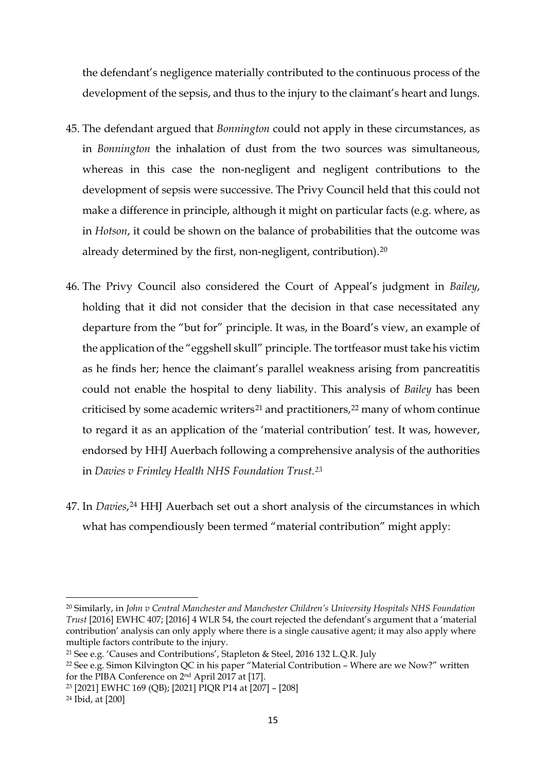the defendant's negligence materially contributed to the continuous process of the development of the sepsis, and thus to the injury to the claimant's heart and lungs.

45. The defendant argued that *Bonnington* could not apply in these circumstances, as in *Bonnington* the inhalation of dust from the two sources was simultaneous, whereas in this case the non-negligent and negligent contributions to the development of sepsis were successive. The Privy Council held that this could not make a difference in principle, although it might on particular facts (e.g. where, as in *Hotson*, it could be shown on the balance of probabilities that the outcome was already determined by the first, non-negligent, contribution).[20]

46. The Privy Council also considered the Court of Appeal's judgment in *Bailey*, holding that it did not consider that the decision in that case necessitated any departure from the "but for" principle. It was, in the Board's view, an example of the application of the "eggshell skull" principle. The tortfeasor must take his victim as he finds her; hence the claimant's parallel weakness arising from pancreatitis could not enable the hospital to deny liability. This analysis of *Bailey* has been criticised by some academic writers[21] and practitioners,[22] many of whom continue to regard it as an application of the 'material contribution' test. It was, however, endorsed by HHJ Auerbach following a comprehensive analysis of the authorities in *Davies v Frimley Health NHS Foundation Trust*.[23]

47. In *Davies*,[24] HHJ Auerbach set out a short analysis of the circumstances in which what has compendiously been termed "material contribution" might apply:

---

[20] Similarly, in *John v Central Manchester and Manchester Children's University Hospitals NHS Foundation Trust* [2016] EWHC 407; [2016] 4 WLR 54, the court rejected the defendant's argument that a 'material contribution' analysis can only apply where there is a single causative agent; it may also apply where multiple factors contribute to the injury.

[21] See e.g. 'Causes and Contributions', Stapleton & Steel, 2016 132 L.Q.R. July

[22] See e.g. Simon Kilvington QC in his paper "Material Contribution – Where are we Now?" written for the PIBA Conference on 2nd April 2017 at [17].

[23] [2021] EWHC 169 (QB); [2021] PIQR P14 at [207] – [208]

[24] Ibid, at [200]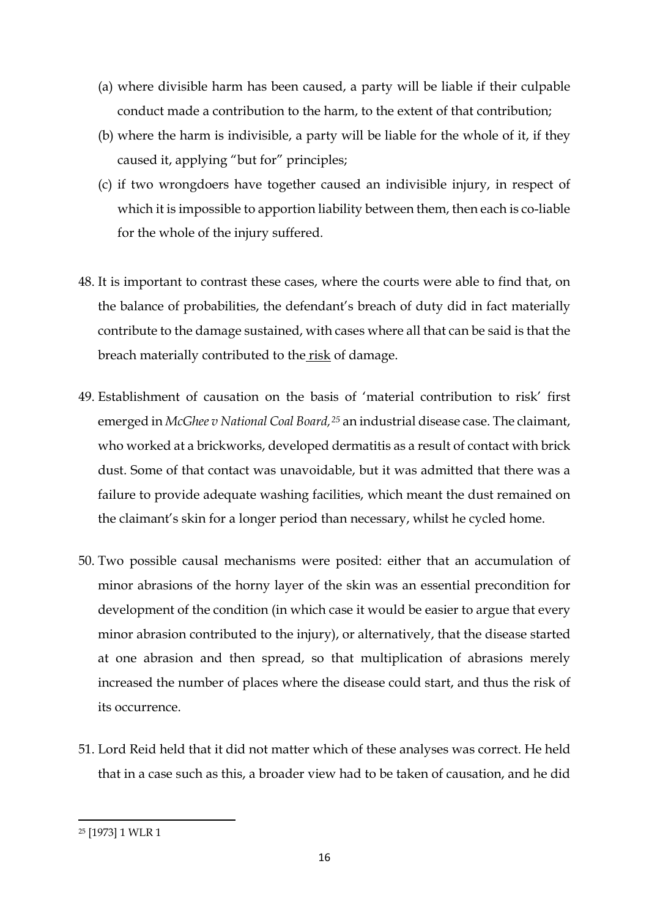(a) where divisible harm has been caused, a party will be liable if their culpable conduct made a contribution to the harm, to the extent of that contribution;

(b) where the harm is indivisible, a party will be liable for the whole of it, if they caused it, applying "but for" principles;

(c) if two wrongdoers have together caused an indivisible injury, in respect of which it is impossible to apportion liability between them, then each is co-liable for the whole of the injury suffered.

48. It is important to contrast these cases, where the courts were able to find that, on the balance of probabilities, the defendant's breach of duty did in fact materially contribute to the damage sustained, with cases where all that can be said is that the breach materially contributed to the <u>risk</u> of damage.

49. Establishment of causation on the basis of 'material contribution to risk' first emerged in *McGhee v National Coal Board,*[25] an industrial disease case. The claimant, who worked at a brickworks, developed dermatitis as a result of contact with brick dust. Some of that contact was unavoidable, but it was admitted that there was a failure to provide adequate washing facilities, which meant the dust remained on the claimant's skin for a longer period than necessary, whilst he cycled home.

50. Two possible causal mechanisms were posited: either that an accumulation of minor abrasions of the horny layer of the skin was an essential precondition for development of the condition (in which case it would be easier to argue that every minor abrasion contributed to the injury), or alternatively, that the disease started at one abrasion and then spread, so that multiplication of abrasions merely increased the number of places where the disease could start, and thus the risk of its occurrence.

51. Lord Reid held that it did not matter which of these analyses was correct. He held that in a case such as this, a broader view had to be taken of causation, and he did

---

[25] [1973] 1 WLR 1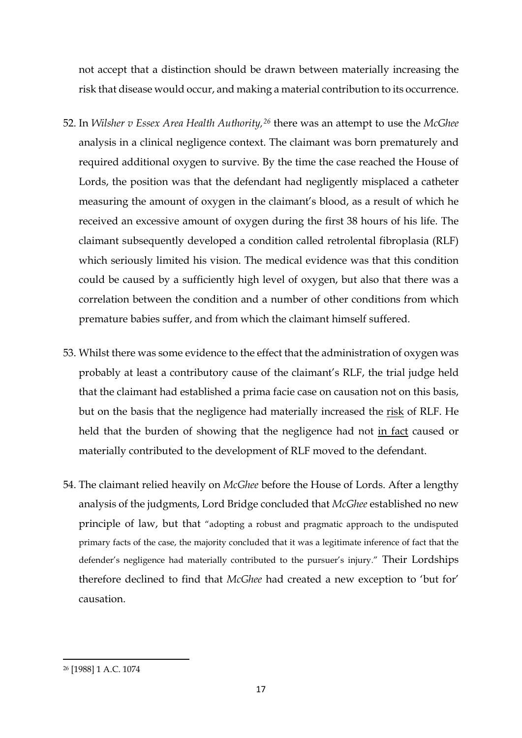not accept that a distinction should be drawn between materially increasing the risk that disease would occur, and making a material contribution to its occurrence.

52. In *Wilsher v Essex Area Health Authority,*[26] there was an attempt to use the *McGhee* analysis in a clinical negligence context. The claimant was born prematurely and required additional oxygen to survive. By the time the case reached the House of Lords, the position was that the defendant had negligently misplaced a catheter measuring the amount of oxygen in the claimant's blood, as a result of which he received an excessive amount of oxygen during the first 38 hours of his life. The claimant subsequently developed a condition called retrolental fibroplasia (RLF) which seriously limited his vision. The medical evidence was that this condition could be caused by a sufficiently high level of oxygen, but also that there was a correlation between the condition and a number of other conditions from which premature babies suffer, and from which the claimant himself suffered.

53. Whilst there was some evidence to the effect that the administration of oxygen was probably at least a contributory cause of the claimant's RLF, the trial judge held that the claimant had established a prima facie case on causation not on this basis, but on the basis that the negligence had materially increased the <u>risk</u> of RLF. He held that the burden of showing that the negligence had not <u>in fact</u> caused or materially contributed to the development of RLF moved to the defendant.

54. The claimant relied heavily on *McGhee* before the House of Lords. After a lengthy analysis of the judgments, Lord Bridge concluded that *McGhee* established no new principle of law, but that "adopting a robust and pragmatic approach to the undisputed primary facts of the case, the majority concluded that it was a legitimate inference of fact that the defender's negligence had materially contributed to the pursuer's injury." Their Lordships therefore declined to find that *McGhee* had created a new exception to 'but for' causation.

---

[26] [1988] 1 A.C. 1074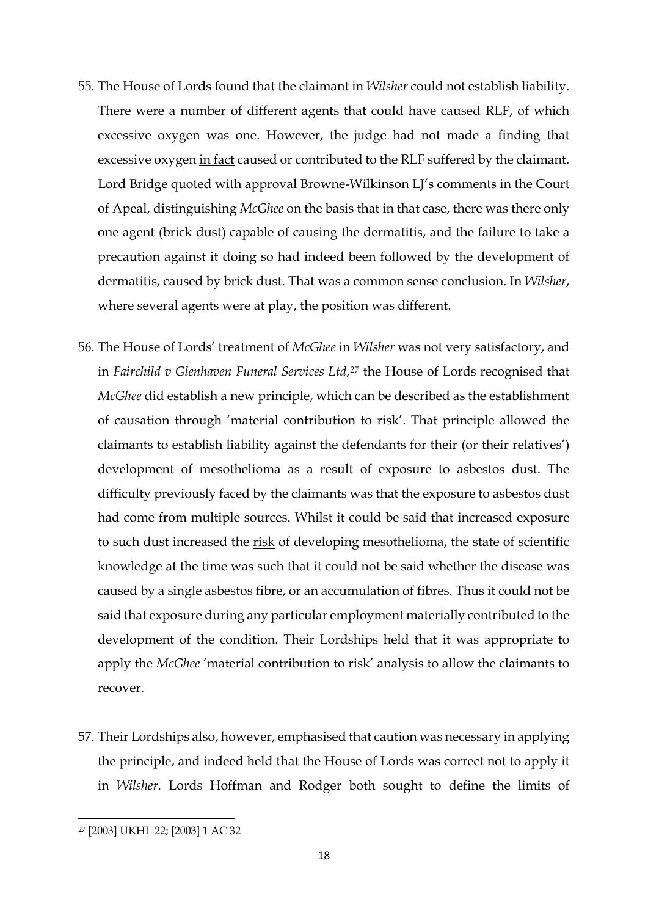55. The House of Lords found that the claimant in *Wilsher* could not establish liability. There were a number of different agents that could have caused RLF, of which excessive oxygen was one. However, the judge had not made a finding that excessive oxygen <u>in fact</u> caused or contributed to the RLF suffered by the claimant. Lord Bridge quoted with approval Browne-Wilkinson LJ's comments in the Court of Apeal, distinguishing *McGhee* on the basis that in that case, there was there only one agent (brick dust) capable of causing the dermatitis, and the failure to take a precaution against it doing so had indeed been followed by the development of dermatitis, caused by brick dust. That was a common sense conclusion. In *Wilsher*, where several agents were at play, the position was different.

56. The House of Lords' treatment of *McGhee* in *Wilsher* was not very satisfactory, and in *Fairchild v Glenhaven Funeral Services Ltd*,[27] the House of Lords recognised that *McGhee* did establish a new principle, which can be described as the establishment of causation through 'material contribution to risk'. That principle allowed the claimants to establish liability against the defendants for their (or their relatives') development of mesothelioma as a result of exposure to asbestos dust. The difficulty previously faced by the claimants was that the exposure to asbestos dust had come from multiple sources. Whilst it could be said that increased exposure to such dust increased the <u>risk</u> of developing mesothelioma, the state of scientific knowledge at the time was such that it could not be said whether the disease was caused by a single asbestos fibre, or an accumulation of fibres. Thus it could not be said that exposure during any particular employment materially contributed to the development of the condition. Their Lordships held that it was appropriate to apply the *McGhee* 'material contribution to risk' analysis to allow the claimants to recover.

57. Their Lordships also, however, emphasised that caution was necessary in applying the principle, and indeed held that the House of Lords was correct not to apply it in *Wilsher*. Lords Hoffman and Rodger both sought to define the limits of

---

[27] [2003] UKHL 22; [2003] 1 AC 32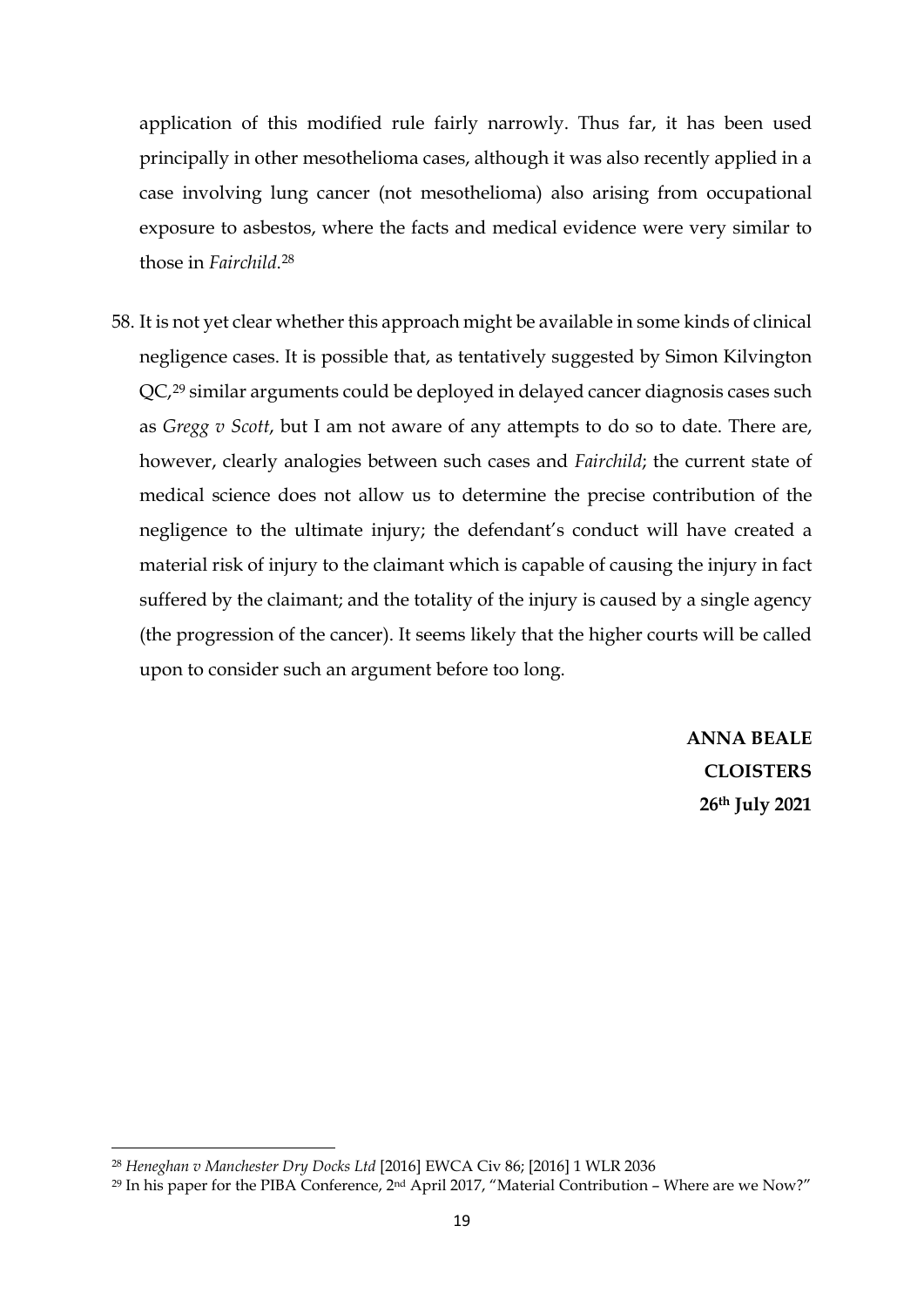application of this modified rule fairly narrowly. Thus far, it has been used principally in other mesothelioma cases, although it was also recently applied in a case involving lung cancer (not mesothelioma) also arising from occupational exposure to asbestos, where the facts and medical evidence were very similar to those in *Fairchild*.[28]

58. It is not yet clear whether this approach might be available in some kinds of clinical negligence cases. It is possible that, as tentatively suggested by Simon Kilvington QC,[29] similar arguments could be deployed in delayed cancer diagnosis cases such as *Gregg v Scott*, but I am not aware of any attempts to do so to date. There are, however, clearly analogies between such cases and *Fairchild*; the current state of medical science does not allow us to determine the precise contribution of the negligence to the ultimate injury; the defendant's conduct will have created a material risk of injury to the claimant which is capable of causing the injury in fact suffered by the claimant; and the totality of the injury is caused by a single agency (the progression of the cancer). It seems likely that the higher courts will be called upon to consider such an argument before too long.

**ANNA BEALE**
**CLOISTERS**
**26th July 2021**

---

[28] *Heneghan v Manchester Dry Docks Ltd* [2016] EWCA Civ 86; [2016] 1 WLR 2036

[29] In his paper for the PIBA Conference, 2nd April 2017, "Material Contribution – Where are we Now?"